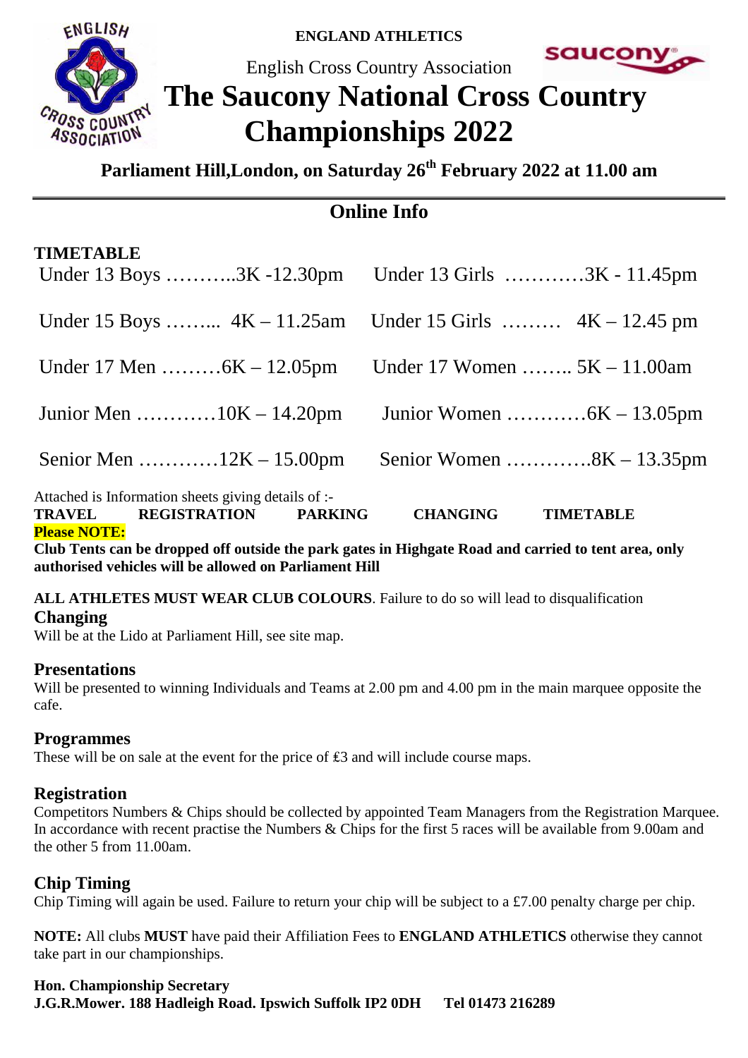**ENGLAND ATHLETICS**

English Cross Country Association

# The Saucony National Cross Country Championships 2022

## Parliament Hill,London, on Saturday 26th February 2022 at 11.00 am

## Online Info

**TIMETABLE**

| | |
|---|---|
| Under 13 Boys ………..3K -12.30pm | Under 13 Girls …………3K - 11.45pm |
| Under 15 Boys ……... 4K – 11.25am | Under 15 Girls ……… 4K – 12.45 pm |
| Under 17 Men ………6K – 12.05pm | Under 17 Women …….. 5K – 11.00am |
| Junior Men …………10K – 14.20pm | Junior Women …………6K – 13.05pm |
| Senior Men …………12K – 15.00pm | Senior Women ………….8K – 13.35pm |

Attached is Information sheets giving details of :-

**TRAVEL REGISTRATION PARKING CHANGING TIMETABLE**

**Please NOTE:**

**Club Tents can be dropped off outside the park gates in Highgate Road and carried to tent area, only authorised vehicles will be allowed on Parliament Hill**

**ALL ATHLETES MUST WEAR CLUB COLOURS**. Failure to do so will lead to disqualification

### Changing

Will be at the Lido at Parliament Hill, see site map.

### Presentations

Will be presented to winning Individuals and Teams at 2.00 pm and 4.00 pm in the main marquee opposite the cafe.

### Programmes

These will be on sale at the event for the price of £3 and will include course maps.

### Registration

Competitors Numbers & Chips should be collected by appointed Team Managers from the Registration Marquee. In accordance with recent practise the Numbers & Chips for the first 5 races will be available from 9.00am and the other 5 from 11.00am.

### Chip Timing

Chip Timing will again be used. Failure to return your chip will be subject to a £7.00 penalty charge per chip.

**NOTE:** All clubs **MUST** have paid their Affiliation Fees to **ENGLAND ATHLETICS** otherwise they cannot take part in our championships.

**Hon. Championship Secretary**
**J.G.R.Mower. 188 Hadleigh Road. Ipswich Suffolk IP2 0DH Tel 01473 216289**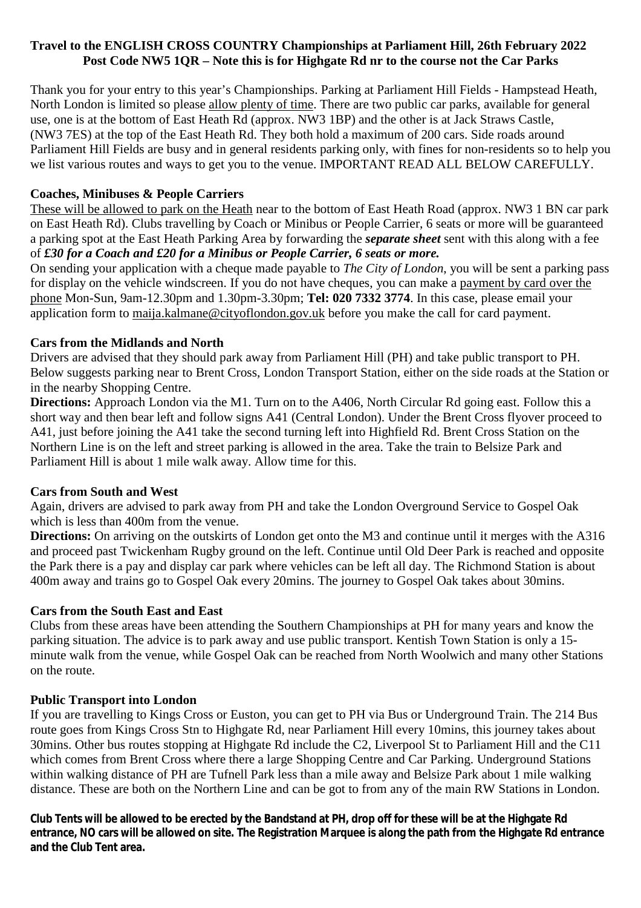**Travel to the ENGLISH CROSS COUNTRY Championships at Parliament Hill, 26th February 2022**
**Post Code NW5 1QR – Note this is for Highgate Rd nr to the course not the Car Parks**

Thank you for your entry to this year's Championships. Parking at Parliament Hill Fields - Hampstead Heath, North London is limited so please allow plenty of time. There are two public car parks, available for general use, one is at the bottom of East Heath Rd (approx. NW3 1BP) and the other is at Jack Straws Castle, (NW3 7ES) at the top of the East Heath Rd. They both hold a maximum of 200 cars. Side roads around Parliament Hill Fields are busy and in general residents parking only, with fines for non-residents so to help you we list various routes and ways to get you to the venue. IMPORTANT READ ALL BELOW CAREFULLY.

### Coaches, Minibuses & People Carriers

These will be allowed to park on the Heath near to the bottom of East Heath Road (approx. NW3 1 BN car park on East Heath Rd). Clubs travelling by Coach or Minibus or People Carrier, 6 seats or more will be guaranteed a parking spot at the East Heath Parking Area by forwarding the ***separate sheet*** sent with this along with a fee of ***£30 for a Coach and £20 for a Minibus or People Carrier, 6 seats or more.***

On sending your application with a cheque made payable to *The City of London*, you will be sent a parking pass for display on the vehicle windscreen. If you do not have cheques, you can make a payment by card over the phone Mon-Sun, 9am-12.30pm and 1.30pm-3.30pm; **Tel: 020 7332 3774**. In this case, please email your application form to maija.kalmane@cityoflondon.gov.uk before you make the call for card payment.

### Cars from the Midlands and North

Drivers are advised that they should park away from Parliament Hill (PH) and take public transport to PH. Below suggests parking near to Brent Cross, London Transport Station, either on the side roads at the Station or in the nearby Shopping Centre.

**Directions:** Approach London via the M1. Turn on to the A406, North Circular Rd going east. Follow this a short way and then bear left and follow signs A41 (Central London). Under the Brent Cross flyover proceed to A41, just before joining the A41 take the second turning left into Highfield Rd. Brent Cross Station on the Northern Line is on the left and street parking is allowed in the area. Take the train to Belsize Park and Parliament Hill is about 1 mile walk away. Allow time for this.

### Cars from South and West

Again, drivers are advised to park away from PH and take the London Overground Service to Gospel Oak which is less than 400m from the venue.

**Directions:** On arriving on the outskirts of London get onto the M3 and continue until it merges with the A316 and proceed past Twickenham Rugby ground on the left. Continue until Old Deer Park is reached and opposite the Park there is a pay and display car park where vehicles can be left all day. The Richmond Station is about 400m away and trains go to Gospel Oak every 20mins. The journey to Gospel Oak takes about 30mins.

### Cars from the South East and East

Clubs from these areas have been attending the Southern Championships at PH for many years and know the parking situation. The advice is to park away and use public transport. Kentish Town Station is only a 15-minute walk from the venue, while Gospel Oak can be reached from North Woolwich and many other Stations on the route.

### Public Transport into London

If you are travelling to Kings Cross or Euston, you can get to PH via Bus or Underground Train. The 214 Bus route goes from Kings Cross Stn to Highgate Rd, near Parliament Hill every 10mins, this journey takes about 30mins. Other bus routes stopping at Highgate Rd include the C2, Liverpool St to Parliament Hill and the C11 which comes from Brent Cross where there a large Shopping Centre and Car Parking. Underground Stations within walking distance of PH are Tufnell Park less than a mile away and Belsize Park about 1 mile walking distance. These are both on the Northern Line and can be got to from any of the main RW Stations in London.

**Club Tents will be allowed to be erected by the Bandstand at PH, drop off for these will be at the Highgate Rd entrance, NO cars will be allowed on site. The Registration Marquee is along the path from the Highgate Rd entrance and the Club Tent area.**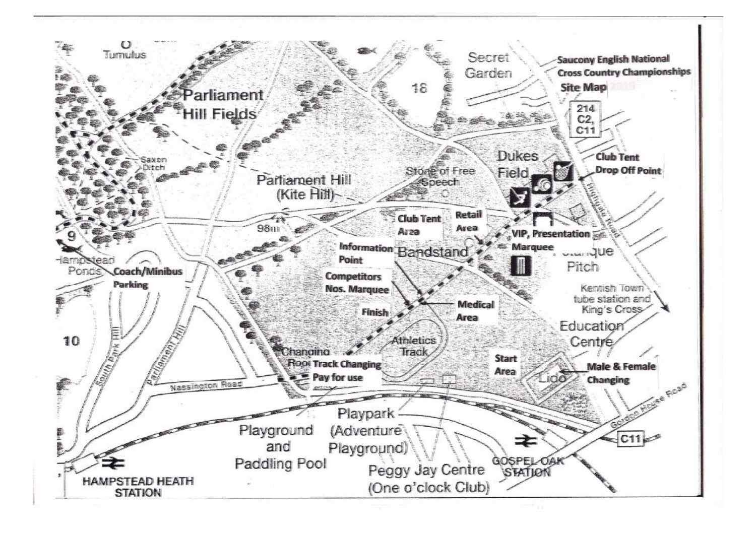**Saucony English National Cross Country Championships**

**Site Map**

Tumulus

Parliament Hill Fields

Secret Garden

18

214
C2,
C11

Saxon Ditch

Parliament Hill (Kite Hill)

Stone of Free Speech

Dukes Field

**Club Tent Drop Off Point**

Highgate Road

98m

**Club Tent Area**

**Retail Area**

**VIP, Presentation Marquee**

9

Hampstead Ponds

**Coach/Minibus Parking**

**Information Point**

Bandstand

Petanque Pitch

**Competitors Nos. Marquee**

Kentish Town tube station and King's Cross

**Finish**

**Medical Area**

Education Centre

10

South Park Hill

Parliament Hill

Athletics Track

Changing Room

**Track Changing Pay for use**

**Start Area**

Lido

**Male & Female Changing**

Nassington Road

Gordon House Road

Playpark (Adventure Playground)

Playground and Paddling Pool

C11

Peggy Jay Centre (One o'clock Club)

GOSPEL OAK STATION

HAMPSTEAD HEATH STATION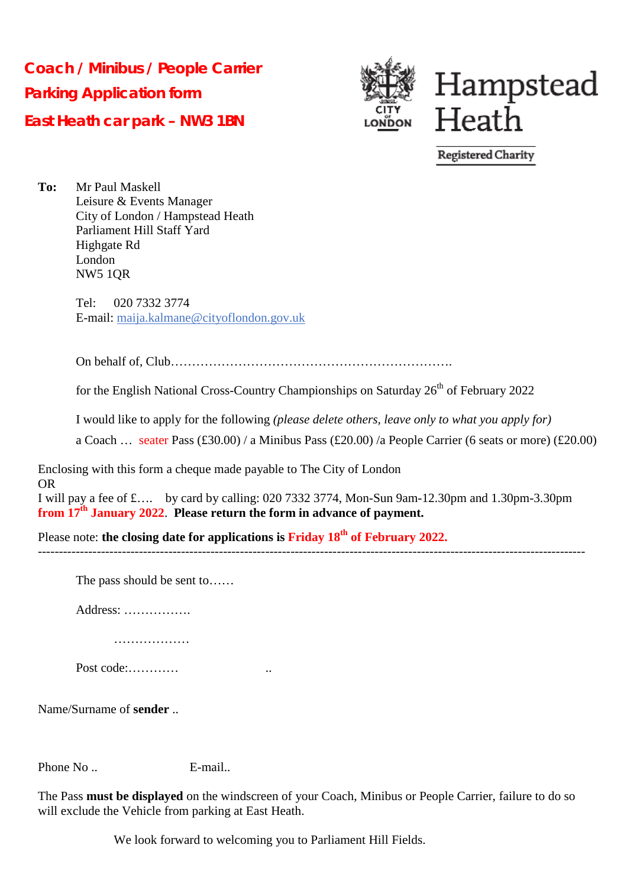# Coach / Minibus / People Carrier Parking Application form

## East Heath car park – NW3 1BN

Hampstead Heath

Registered Charity

**To:** Mr Paul Maskell
Leisure & Events Manager
City of London / Hampstead Heath
Parliament Hill Staff Yard
Highgate Rd
London
NW5 1QR

Tel: 020 7332 3774
E-mail: maija.kalmane@cityoflondon.gov.uk

On behalf of, Club…………………………………………………………….

for the English National Cross-Country Championships on Saturday 26th of February 2022

I would like to apply for the following *(please delete others, leave only to what you apply for)*

a Coach … seater Pass (£30.00) / a Minibus Pass (£20.00) /a People Carrier (6 seats or more) (£20.00)

Enclosing with this form a cheque made payable to The City of London
OR
I will pay a fee of £…. by card by calling: 020 7332 3774, Mon-Sun 9am-12.30pm and 1.30pm-3.30pm **from 17th January 2022**. **Please return the form in advance of payment.**

Please note: **the closing date for applications is Friday 18th of February 2022.**

---

The pass should be sent to……

Address: …………….

………………

Post code:………… ..

Name/Surname of **sender** ..

Phone No .. E-mail..

The Pass **must be displayed** on the windscreen of your Coach, Minibus or People Carrier, failure to do so will exclude the Vehicle from parking at East Heath.

We look forward to welcoming you to Parliament Hill Fields.